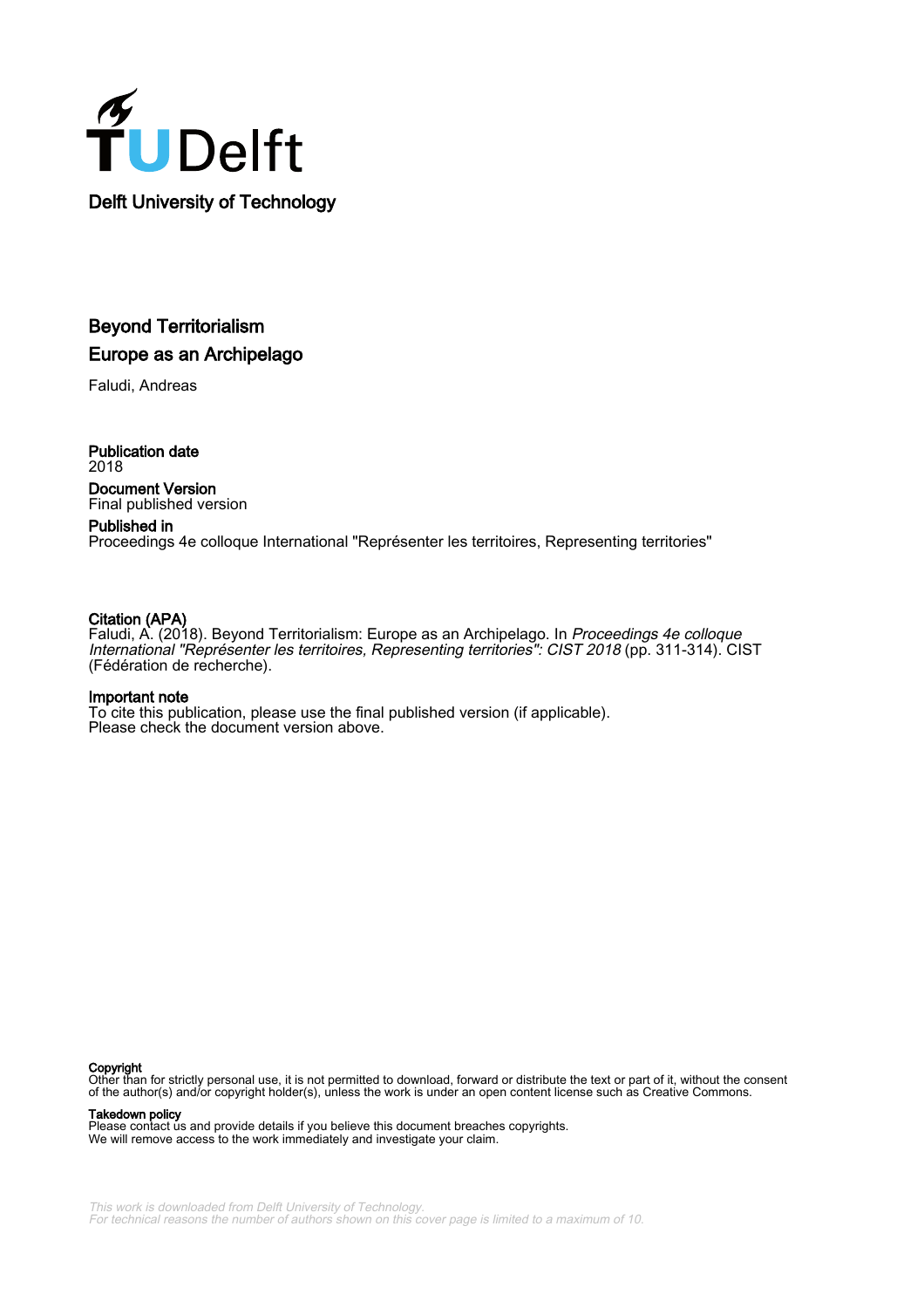Delft University of Technology

# Beyond Territorialism
## Europe as an Archipelago

Faludi, Andreas

**Publication date**
2018

**Document Version**
Final published version

**Published in**
Proceedings 4e colloque International "Représenter les territoires, Representing territories"

**Citation (APA)**
Faludi, A. (2018). Beyond Territorialism: Europe as an Archipelago. In *Proceedings 4e colloque International "Représenter les territoires, Representing territories": CIST 2018* (pp. 311-314). CIST (Fédération de recherche).

**Important note**
To cite this publication, please use the final published version (if applicable).
Please check the document version above.

**Copyright**
Other than for strictly personal use, it is not permitted to download, forward or distribute the text or part of it, without the consent of the author(s) and/or copyright holder(s), unless the work is under an open content license such as Creative Commons.

**Takedown policy**
Please contact us and provide details if you believe this document breaches copyrights.
We will remove access to the work immediately and investigate your claim.

*This work is downloaded from Delft University of Technology.*
*For technical reasons the number of authors shown on this cover page is limited to a maximum of 10.*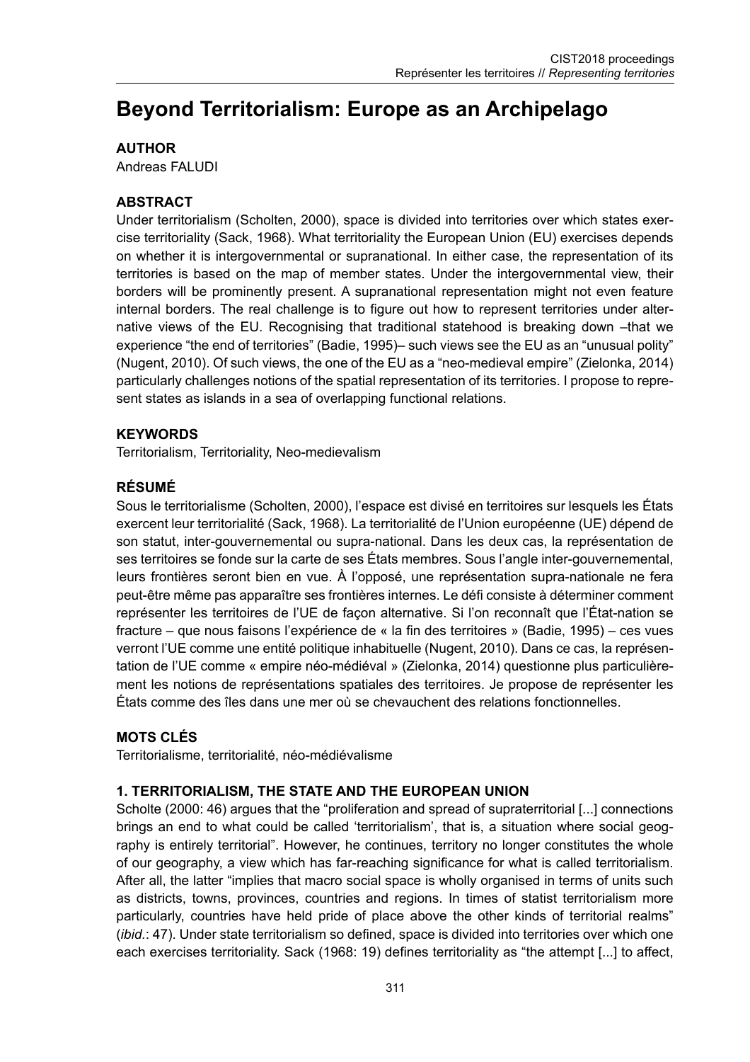# Beyond Territorialism: Europe as an Archipelago

**AUTHOR**

Andreas FALUDI

**ABSTRACT**

Under territorialism (Scholten, 2000), space is divided into territories over which states exercise territoriality (Sack, 1968). What territoriality the European Union (EU) exercises depends on whether it is intergovernmental or supranational. In either case, the representation of its territories is based on the map of member states. Under the intergovernmental view, their borders will be prominently present. A supranational representation might not even feature internal borders. The real challenge is to figure out how to represent territories under alternative views of the EU. Recognising that traditional statehood is breaking down –that we experience "the end of territories" (Badie, 1995)– such views see the EU as an "unusual polity" (Nugent, 2010). Of such views, the one of the EU as a "neo-medieval empire" (Zielonka, 2014) particularly challenges notions of the spatial representation of its territories. I propose to represent states as islands in a sea of overlapping functional relations.

**KEYWORDS**

Territorialism, Territoriality, Neo-medievalism

**RÉSUMÉ**

Sous le territorialisme (Scholten, 2000), l'espace est divisé en territoires sur lesquels les États exercent leur territorialité (Sack, 1968). La territorialité de l'Union européenne (UE) dépend de son statut, inter-gouvernemental ou supra-national. Dans les deux cas, la représentation de ses territoires se fonde sur la carte de ses États membres. Sous l'angle inter-gouvernemental, leurs frontières seront bien en vue. À l'opposé, une représentation supra-nationale ne fera peut-être même pas apparaître ses frontières internes. Le défi consiste à déterminer comment représenter les territoires de l'UE de façon alternative. Si l'on reconnaît que l'État-nation se fracture – que nous faisons l'expérience de « la fin des territoires » (Badie, 1995) – ces vues verront l'UE comme une entité politique inhabituelle (Nugent, 2010). Dans ce cas, la représentation de l'UE comme « empire néo-médiéval » (Zielonka, 2014) questionne plus particulièrement les notions de représentations spatiales des territoires. Je propose de représenter les États comme des îles dans une mer où se chevauchent des relations fonctionnelles.

**MOTS CLÉS**

Territorialisme, territorialité, néo-médiévalisme

## 1. TERRITORIALISM, THE STATE AND THE EUROPEAN UNION

Scholte (2000: 46) argues that the "proliferation and spread of supraterritorial [...] connections brings an end to what could be called 'territorialism', that is, a situation where social geography is entirely territorial". However, he continues, territory no longer constitutes the whole of our geography, a view which has far-reaching significance for what is called territorialism. After all, the latter "implies that macro social space is wholly organised in terms of units such as districts, towns, provinces, countries and regions. In times of statist territorialism more particularly, countries have held pride of place above the other kinds of territorial realms" (*ibid.*: 47). Under state territorialism so defined, space is divided into territories over which one each exercises territoriality. Sack (1968: 19) defines territoriality as "the attempt [...] to affect,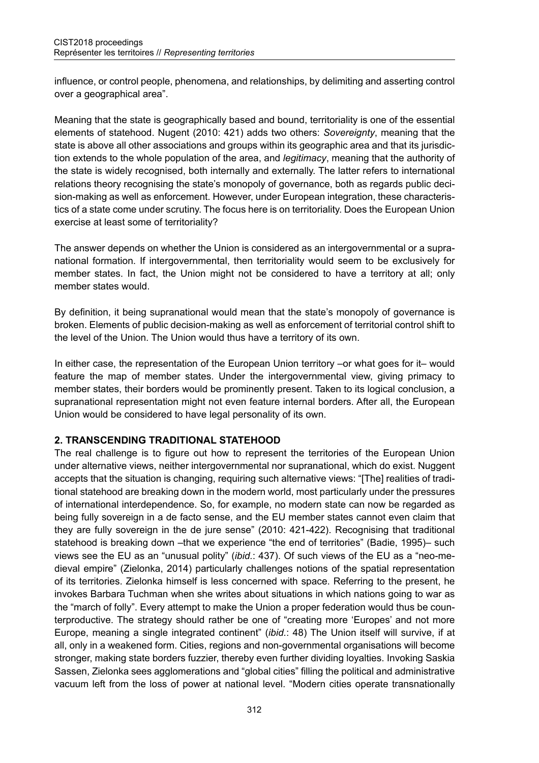influence, or control people, phenomena, and relationships, by delimiting and asserting control over a geographical area".

Meaning that the state is geographically based and bound, territoriality is one of the essential elements of statehood. Nugent (2010: 421) adds two others: *Sovereignty*, meaning that the state is above all other associations and groups within its geographic area and that its jurisdiction extends to the whole population of the area, and *legitimacy*, meaning that the authority of the state is widely recognised, both internally and externally. The latter refers to international relations theory recognising the state's monopoly of governance, both as regards public decision-making as well as enforcement. However, under European integration, these characteristics of a state come under scrutiny. The focus here is on territoriality. Does the European Union exercise at least some of territoriality?

The answer depends on whether the Union is considered as an intergovernmental or a supranational formation. If intergovernmental, then territoriality would seem to be exclusively for member states. In fact, the Union might not be considered to have a territory at all; only member states would.

By definition, it being supranational would mean that the state's monopoly of governance is broken. Elements of public decision-making as well as enforcement of territorial control shift to the level of the Union. The Union would thus have a territory of its own.

In either case, the representation of the European Union territory –or what goes for it– would feature the map of member states. Under the intergovernmental view, giving primacy to member states, their borders would be prominently present. Taken to its logical conclusion, a supranational representation might not even feature internal borders. After all, the European Union would be considered to have legal personality of its own.

## 2. TRANSCENDING TRADITIONAL STATEHOOD

The real challenge is to figure out how to represent the territories of the European Union under alternative views, neither intergovernmental nor supranational, which do exist. Nuggent accepts that the situation is changing, requiring such alternative views: "[The] realities of traditional statehood are breaking down in the modern world, most particularly under the pressures of international interdependence. So, for example, no modern state can now be regarded as being fully sovereign in a de facto sense, and the EU member states cannot even claim that they are fully sovereign in the de jure sense" (2010: 421-422). Recognising that traditional statehood is breaking down –that we experience "the end of territories" (Badie, 1995)– such views see the EU as an "unusual polity" (*ibid*.: 437). Of such views of the EU as a "neo-medieval empire" (Zielonka, 2014) particularly challenges notions of the spatial representation of its territories. Zielonka himself is less concerned with space. Referring to the present, he invokes Barbara Tuchman when she writes about situations in which nations going to war as the "march of folly". Every attempt to make the Union a proper federation would thus be counterproductive. The strategy should rather be one of "creating more 'Europes' and not more Europe, meaning a single integrated continent" (*ibid*.: 48) The Union itself will survive, if at all, only in a weakened form. Cities, regions and non-governmental organisations will become stronger, making state borders fuzzier, thereby even further dividing loyalties. Invoking Saskia Sassen, Zielonka sees agglomerations and "global cities" filling the political and administrative vacuum left from the loss of power at national level. "Modern cities operate transnationally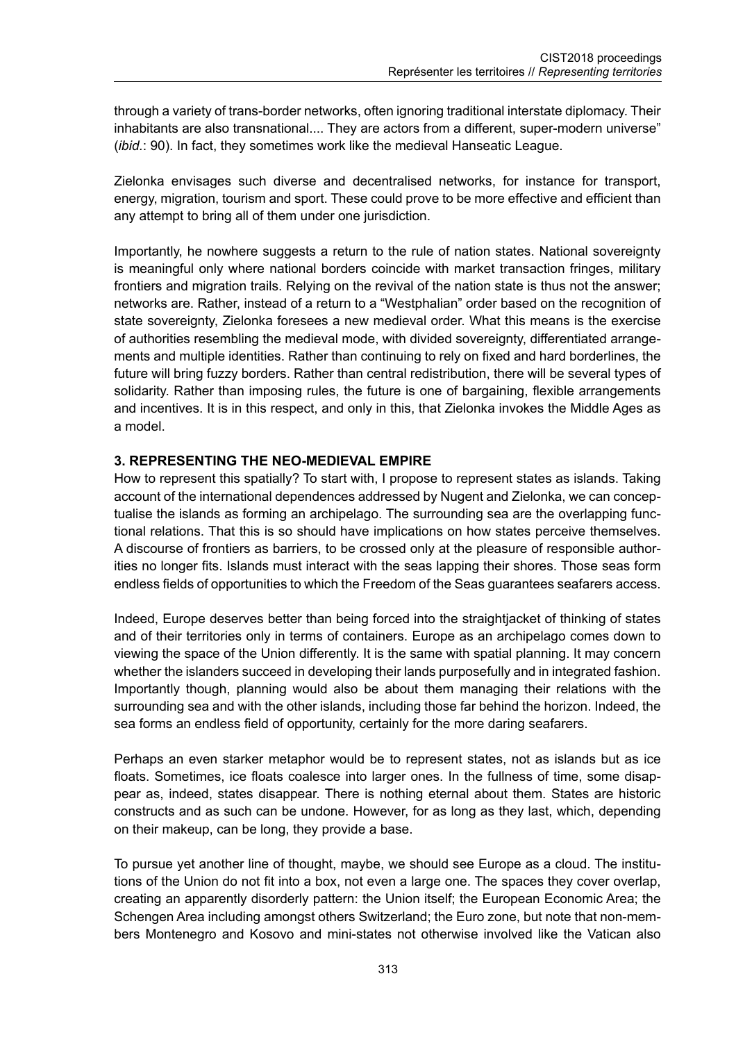through a variety of trans-border networks, often ignoring traditional interstate diplomacy. Their inhabitants are also transnational.... They are actors from a different, super-modern universe" (*ibid.*: 90). In fact, they sometimes work like the medieval Hanseatic League.

Zielonka envisages such diverse and decentralised networks, for instance for transport, energy, migration, tourism and sport. These could prove to be more effective and efficient than any attempt to bring all of them under one jurisdiction.

Importantly, he nowhere suggests a return to the rule of nation states. National sovereignty is meaningful only where national borders coincide with market transaction fringes, military frontiers and migration trails. Relying on the revival of the nation state is thus not the answer; networks are. Rather, instead of a return to a "Westphalian" order based on the recognition of state sovereignty, Zielonka foresees a new medieval order. What this means is the exercise of authorities resembling the medieval mode, with divided sovereignty, differentiated arrangements and multiple identities. Rather than continuing to rely on fixed and hard borderlines, the future will bring fuzzy borders. Rather than central redistribution, there will be several types of solidarity. Rather than imposing rules, the future is one of bargaining, flexible arrangements and incentives. It is in this respect, and only in this, that Zielonka invokes the Middle Ages as a model.

## 3. REPRESENTING THE NEO-MEDIEVAL EMPIRE

How to represent this spatially? To start with, I propose to represent states as islands. Taking account of the international dependences addressed by Nugent and Zielonka, we can conceptualise the islands as forming an archipelago. The surrounding sea are the overlapping functional relations. That this is so should have implications on how states perceive themselves. A discourse of frontiers as barriers, to be crossed only at the pleasure of responsible authorities no longer fits. Islands must interact with the seas lapping their shores. Those seas form endless fields of opportunities to which the Freedom of the Seas guarantees seafarers access.

Indeed, Europe deserves better than being forced into the straightjacket of thinking of states and of their territories only in terms of containers. Europe as an archipelago comes down to viewing the space of the Union differently. It is the same with spatial planning. It may concern whether the islanders succeed in developing their lands purposefully and in integrated fashion. Importantly though, planning would also be about them managing their relations with the surrounding sea and with the other islands, including those far behind the horizon. Indeed, the sea forms an endless field of opportunity, certainly for the more daring seafarers.

Perhaps an even starker metaphor would be to represent states, not as islands but as ice floats. Sometimes, ice floats coalesce into larger ones. In the fullness of time, some disappear as, indeed, states disappear. There is nothing eternal about them. States are historic constructs and as such can be undone. However, for as long as they last, which, depending on their makeup, can be long, they provide a base.

To pursue yet another line of thought, maybe, we should see Europe as a cloud. The institutions of the Union do not fit into a box, not even a large one. The spaces they cover overlap, creating an apparently disorderly pattern: the Union itself; the European Economic Area; the Schengen Area including amongst others Switzerland; the Euro zone, but note that non-members Montenegro and Kosovo and mini-states not otherwise involved like the Vatican also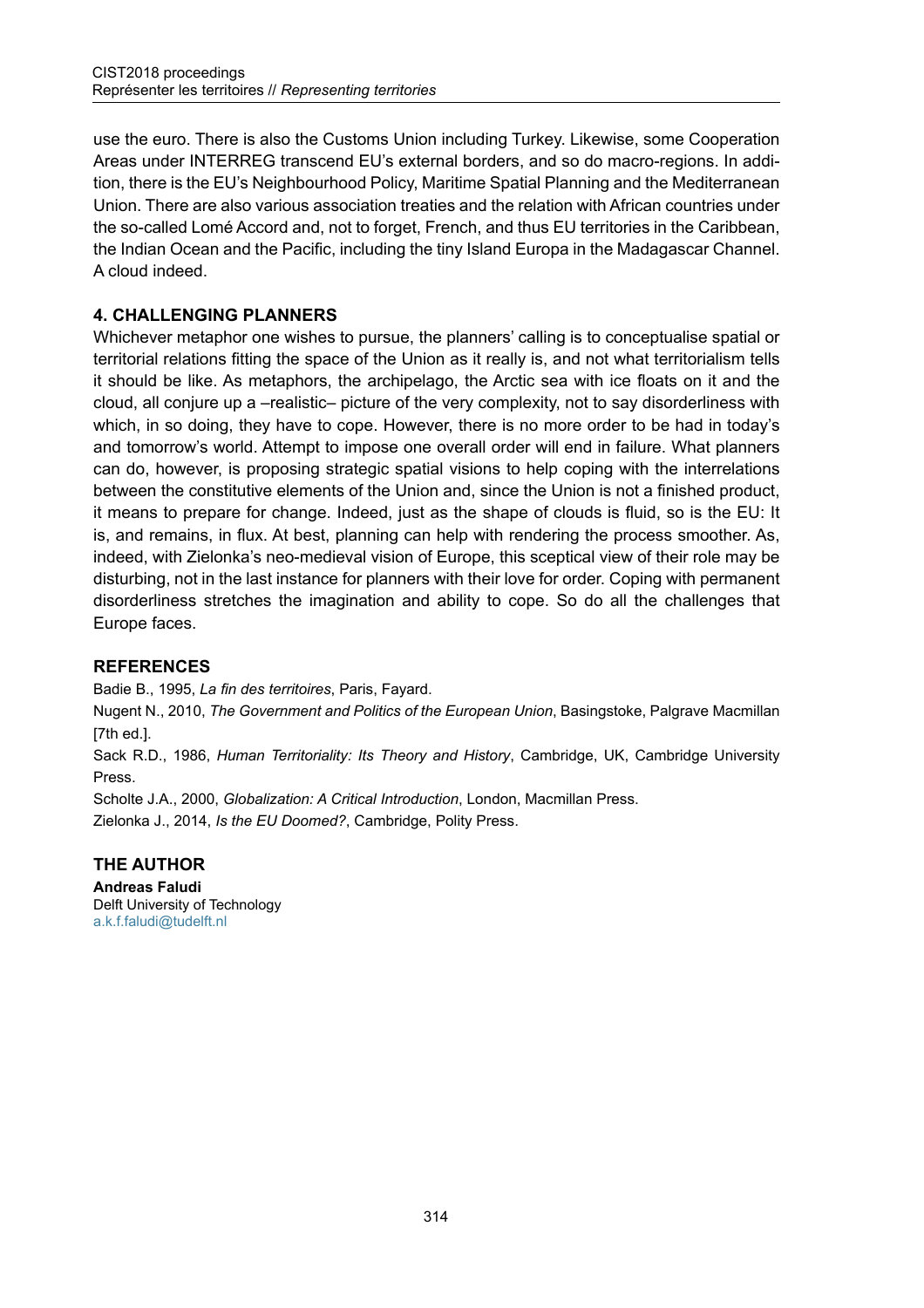use the euro. There is also the Customs Union including Turkey. Likewise, some Cooperation Areas under INTERREG transcend EU's external borders, and so do macro-regions. In addition, there is the EU's Neighbourhood Policy, Maritime Spatial Planning and the Mediterranean Union. There are also various association treaties and the relation with African countries under the so-called Lomé Accord and, not to forget, French, and thus EU territories in the Caribbean, the Indian Ocean and the Pacific, including the tiny Island Europa in the Madagascar Channel. A cloud indeed.

## 4. CHALLENGING PLANNERS

Whichever metaphor one wishes to pursue, the planners' calling is to conceptualise spatial or territorial relations fitting the space of the Union as it really is, and not what territorialism tells it should be like. As metaphors, the archipelago, the Arctic sea with ice floats on it and the cloud, all conjure up a –realistic– picture of the very complexity, not to say disorderliness with which, in so doing, they have to cope. However, there is no more order to be had in today's and tomorrow's world. Attempt to impose one overall order will end in failure. What planners can do, however, is proposing strategic spatial visions to help coping with the interrelations between the constitutive elements of the Union and, since the Union is not a finished product, it means to prepare for change. Indeed, just as the shape of clouds is fluid, so is the EU: It is, and remains, in flux. At best, planning can help with rendering the process smoother. As, indeed, with Zielonka's neo-medieval vision of Europe, this sceptical view of their role may be disturbing, not in the last instance for planners with their love for order. Coping with permanent disorderliness stretches the imagination and ability to cope. So do all the challenges that Europe faces.

## REFERENCES

Badie B., 1995, *La fin des territoires*, Paris, Fayard.

Nugent N., 2010, *The Government and Politics of the European Union*, Basingstoke, Palgrave Macmillan [7th ed.].

Sack R.D., 1986, *Human Territoriality: Its Theory and History*, Cambridge, UK, Cambridge University Press.

Scholte J.A., 2000, *Globalization: A Critical Introduction*, London, Macmillan Press.

Zielonka J., 2014, *Is the EU Doomed?*, Cambridge, Polity Press.

## THE AUTHOR

**Andreas Faludi**
Delft University of Technology
a.k.f.faludi@tudelft.nl